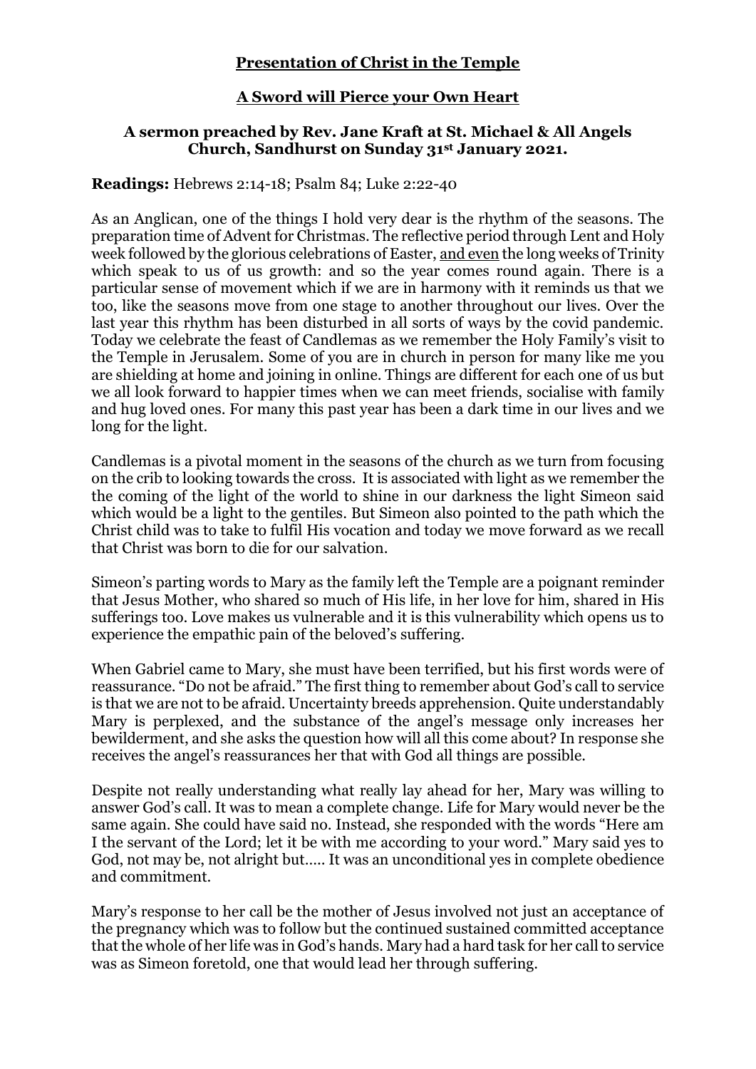**<u>Presentation of Christ in the Temple</u>**

**<u>A Sword will Pierce your Own Heart</u>**

**A sermon preached by Rev. Jane Kraft at St. Michael & All Angels Church, Sandhurst on Sunday 31st January 2021.**

**Readings:** Hebrews 2:14-18; Psalm 84; Luke 2:22-40

As an Anglican, one of the things I hold very dear is the rhythm of the seasons. The preparation time of Advent for Christmas. The reflective period through Lent and Holy week followed by the glorious celebrations of Easter, <u>and even</u> the long weeks of Trinity which speak to us of us growth: and so the year comes round again. There is a particular sense of movement which if we are in harmony with it reminds us that we too, like the seasons move from one stage to another throughout our lives. Over the last year this rhythm has been disturbed in all sorts of ways by the covid pandemic. Today we celebrate the feast of Candlemas as we remember the Holy Family's visit to the Temple in Jerusalem. Some of you are in church in person for many like me you are shielding at home and joining in online. Things are different for each one of us but we all look forward to happier times when we can meet friends, socialise with family and hug loved ones. For many this past year has been a dark time in our lives and we long for the light.

Candlemas is a pivotal moment in the seasons of the church as we turn from focusing on the crib to looking towards the cross. It is associated with light as we remember the the coming of the light of the world to shine in our darkness the light Simeon said which would be a light to the gentiles. But Simeon also pointed to the path which the Christ child was to take to fulfil His vocation and today we move forward as we recall that Christ was born to die for our salvation.

Simeon's parting words to Mary as the family left the Temple are a poignant reminder that Jesus Mother, who shared so much of His life, in her love for him, shared in His sufferings too. Love makes us vulnerable and it is this vulnerability which opens us to experience the empathic pain of the beloved's suffering.

When Gabriel came to Mary, she must have been terrified, but his first words were of reassurance. "Do not be afraid." The first thing to remember about God's call to service is that we are not to be afraid. Uncertainty breeds apprehension. Quite understandably Mary is perplexed, and the substance of the angel's message only increases her bewilderment, and she asks the question how will all this come about? In response she receives the angel's reassurances her that with God all things are possible.

Despite not really understanding what really lay ahead for her, Mary was willing to answer God's call. It was to mean a complete change. Life for Mary would never be the same again. She could have said no. Instead, she responded with the words "Here am I the servant of the Lord; let it be with me according to your word." Mary said yes to God, not may be, not alright but….. It was an unconditional yes in complete obedience and commitment.

Mary's response to her call be the mother of Jesus involved not just an acceptance of the pregnancy which was to follow but the continued sustained committed acceptance that the whole of her life was in God's hands. Mary had a hard task for her call to service was as Simeon foretold, one that would lead her through suffering.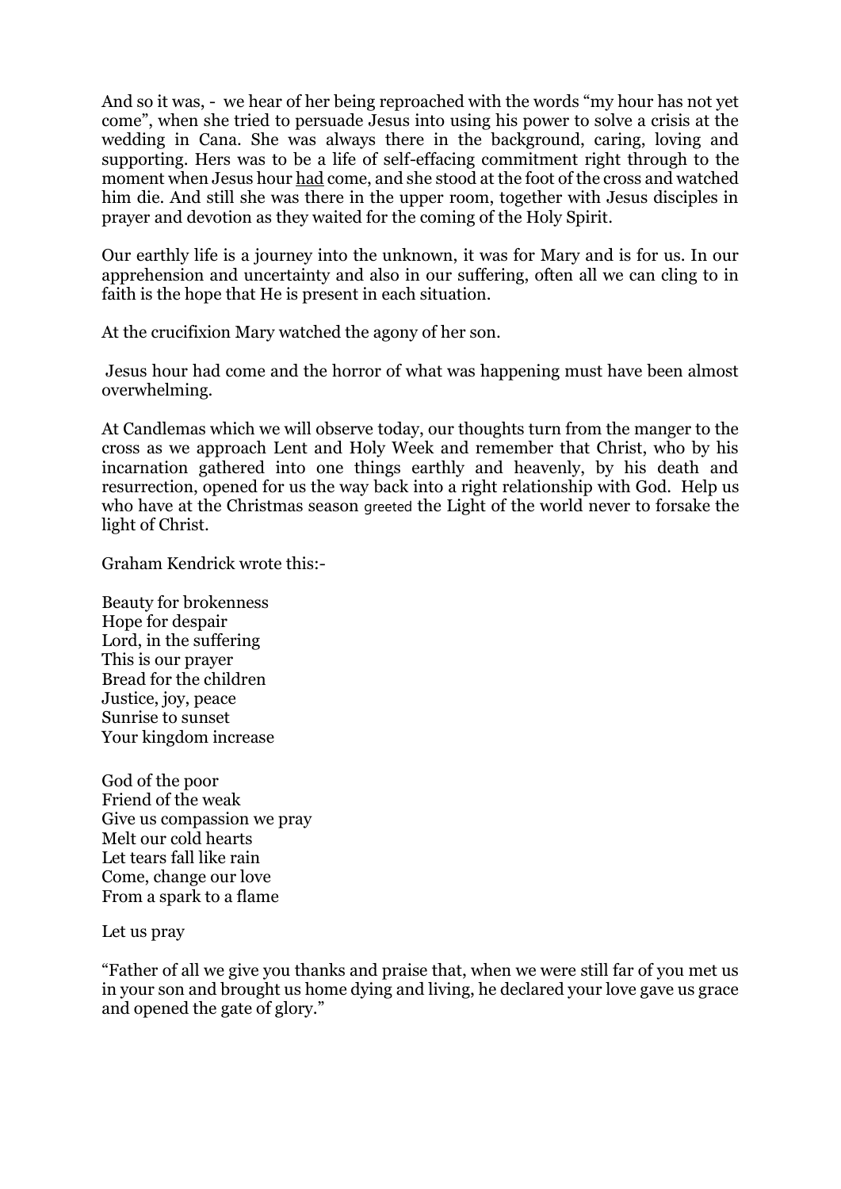And so it was, - we hear of her being reproached with the words "my hour has not yet come", when she tried to persuade Jesus into using his power to solve a crisis at the wedding in Cana. She was always there in the background, caring, loving and supporting. Hers was to be a life of self-effacing commitment right through to the moment when Jesus hour had come, and she stood at the foot of the cross and watched him die. And still she was there in the upper room, together with Jesus disciples in prayer and devotion as they waited for the coming of the Holy Spirit.

Our earthly life is a journey into the unknown, it was for Mary and is for us. In our apprehension and uncertainty and also in our suffering, often all we can cling to in faith is the hope that He is present in each situation.

At the crucifixion Mary watched the agony of her son.

Jesus hour had come and the horror of what was happening must have been almost overwhelming.

At Candlemas which we will observe today, our thoughts turn from the manger to the cross as we approach Lent and Holy Week and remember that Christ, who by his incarnation gathered into one things earthly and heavenly, by his death and resurrection, opened for us the way back into a right relationship with God. Help us who have at the Christmas season greeted the Light of the world never to forsake the light of Christ.

Graham Kendrick wrote this:-

Beauty for brokenness  
Hope for despair  
Lord, in the suffering  
This is our prayer  
Bread for the children  
Justice, joy, peace  
Sunrise to sunset  
Your kingdom increase

God of the poor  
Friend of the weak  
Give us compassion we pray  
Melt our cold hearts  
Let tears fall like rain  
Come, change our love  
From a spark to a flame

Let us pray

"Father of all we give you thanks and praise that, when we were still far of you met us in your son and brought us home dying and living, he declared your love gave us grace and opened the gate of glory."